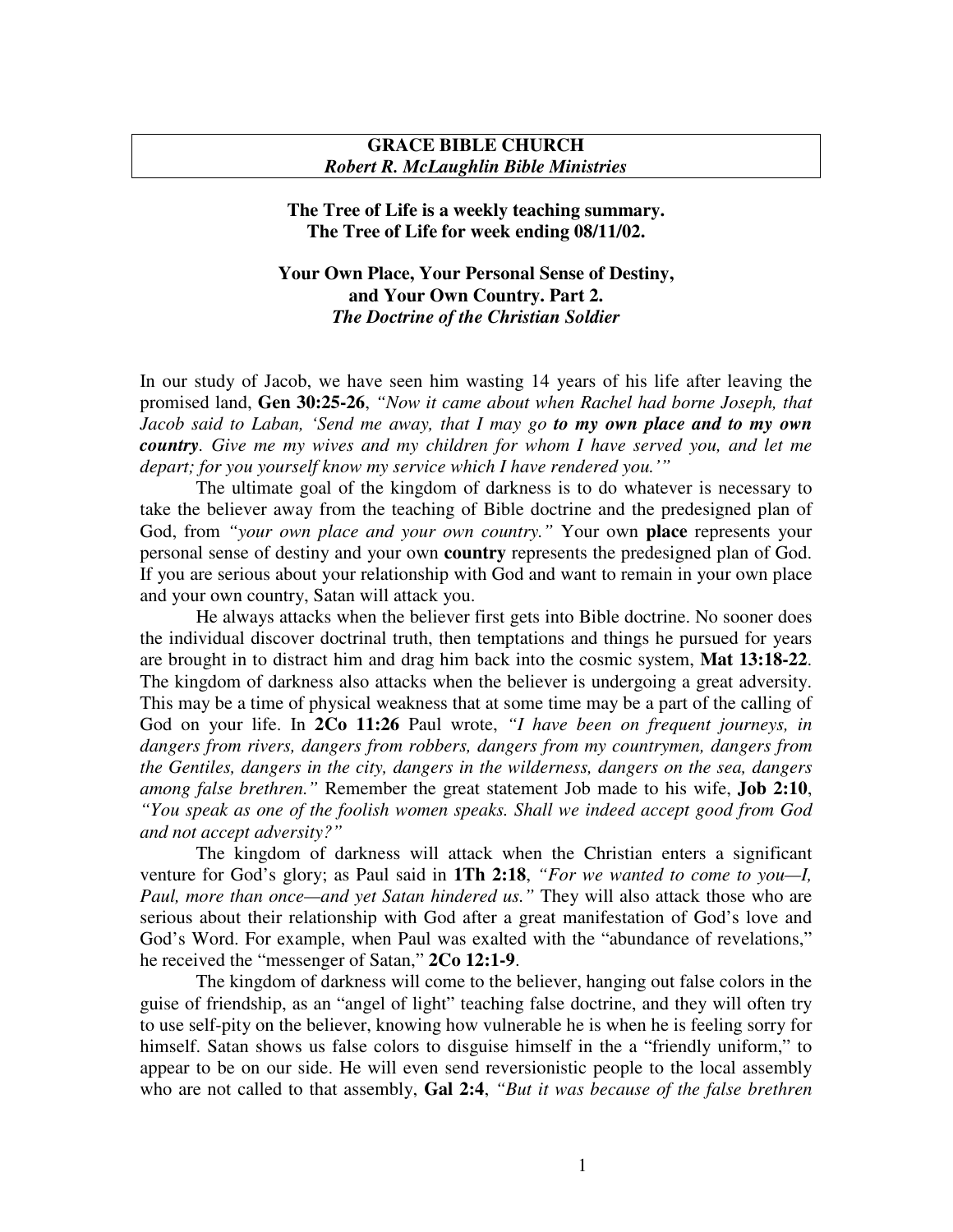**GRACE BIBLE CHURCH**
***Robert R. McLaughlin Bible Ministries***

**The Tree of Life is a weekly teaching summary.**
**The Tree of Life for week ending 08/11/02.**

**Your Own Place, Your Personal Sense of Destiny, and Your Own Country. Part 2.**
***The Doctrine of the Christian Soldier***

In our study of Jacob, we have seen him wasting 14 years of his life after leaving the promised land, **Gen 30:25-26**, *"Now it came about when Rachel had borne Joseph, that Jacob said to Laban, 'Send me away, that I may go* ***to my own place and to my own country****. Give me my wives and my children for whom I have served you, and let me depart; for you yourself know my service which I have rendered you.'"*

The ultimate goal of the kingdom of darkness is to do whatever is necessary to take the believer away from the teaching of Bible doctrine and the predesigned plan of God, from *"your own place and your own country."* Your own **place** represents your personal sense of destiny and your own **country** represents the predesigned plan of God. If you are serious about your relationship with God and want to remain in your own place and your own country, Satan will attack you.

He always attacks when the believer first gets into Bible doctrine. No sooner does the individual discover doctrinal truth, then temptations and things he pursued for years are brought in to distract him and drag him back into the cosmic system, **Mat 13:18-22**. The kingdom of darkness also attacks when the believer is undergoing a great adversity. This may be a time of physical weakness that at some time may be a part of the calling of God on your life. In **2Co 11:26** Paul wrote, *"I have been on frequent journeys, in dangers from rivers, dangers from robbers, dangers from my countrymen, dangers from the Gentiles, dangers in the city, dangers in the wilderness, dangers on the sea, dangers among false brethren."* Remember the great statement Job made to his wife, **Job 2:10**, *"You speak as one of the foolish women speaks. Shall we indeed accept good from God and not accept adversity?"*

The kingdom of darkness will attack when the Christian enters a significant venture for God's glory; as Paul said in **1Th 2:18**, *"For we wanted to come to you—I, Paul, more than once—and yet Satan hindered us."* They will also attack those who are serious about their relationship with God after a great manifestation of God's love and God's Word. For example, when Paul was exalted with the "abundance of revelations," he received the "messenger of Satan," **2Co 12:1-9**.

The kingdom of darkness will come to the believer, hanging out false colors in the guise of friendship, as an "angel of light" teaching false doctrine, and they will often try to use self-pity on the believer, knowing how vulnerable he is when he is feeling sorry for himself. Satan shows us false colors to disguise himself in the a "friendly uniform," to appear to be on our side. He will even send reversionistic people to the local assembly who are not called to that assembly, **Gal 2:4**, *"But it was because of the false brethren*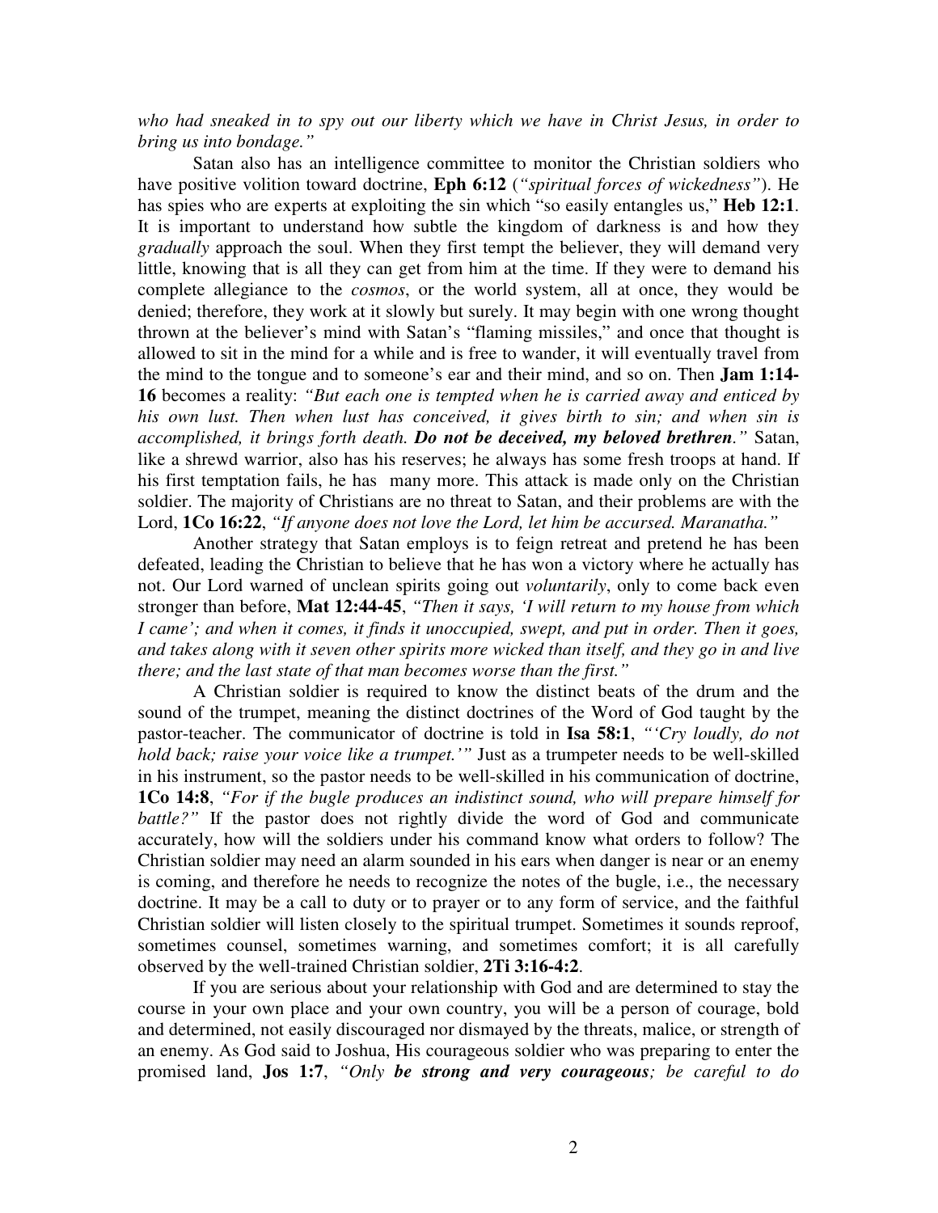*who had sneaked in to spy out our liberty which we have in Christ Jesus, in order to bring us into bondage."*

Satan also has an intelligence committee to monitor the Christian soldiers who have positive volition toward doctrine, **Eph 6:12** (*"spiritual forces of wickedness"*). He has spies who are experts at exploiting the sin which "so easily entangles us," **Heb 12:1**. It is important to understand how subtle the kingdom of darkness is and how they *gradually* approach the soul. When they first tempt the believer, they will demand very little, knowing that is all they can get from him at the time. If they were to demand his complete allegiance to the *cosmos*, or the world system, all at once, they would be denied; therefore, they work at it slowly but surely. It may begin with one wrong thought thrown at the believer's mind with Satan's "flaming missiles," and once that thought is allowed to sit in the mind for a while and is free to wander, it will eventually travel from the mind to the tongue and to someone's ear and their mind, and so on. Then **Jam 1:14-16** becomes a reality: *"But each one is tempted when he is carried away and enticed by his own lust. Then when lust has conceived, it gives birth to sin; and when sin is accomplished, it brings forth death.* ***Do not be deceived, my beloved brethren****."* Satan, like a shrewd warrior, also has his reserves; he always has some fresh troops at hand. If his first temptation fails, he has many more. This attack is made only on the Christian soldier. The majority of Christians are no threat to Satan, and their problems are with the Lord, **1Co 16:22**, *"If anyone does not love the Lord, let him be accursed. Maranatha."*

Another strategy that Satan employs is to feign retreat and pretend he has been defeated, leading the Christian to believe that he has won a victory where he actually has not. Our Lord warned of unclean spirits going out *voluntarily*, only to come back even stronger than before, **Mat 12:44-45**, *"Then it says, 'I will return to my house from which I came'; and when it comes, it finds it unoccupied, swept, and put in order. Then it goes, and takes along with it seven other spirits more wicked than itself, and they go in and live there; and the last state of that man becomes worse than the first."*

A Christian soldier is required to know the distinct beats of the drum and the sound of the trumpet, meaning the distinct doctrines of the Word of God taught by the pastor-teacher. The communicator of doctrine is told in **Isa 58:1**, *"'Cry loudly, do not hold back; raise your voice like a trumpet.'"* Just as a trumpeter needs to be well-skilled in his instrument, so the pastor needs to be well-skilled in his communication of doctrine, **1Co 14:8**, *"For if the bugle produces an indistinct sound, who will prepare himself for battle?"* If the pastor does not rightly divide the word of God and communicate accurately, how will the soldiers under his command know what orders to follow? The Christian soldier may need an alarm sounded in his ears when danger is near or an enemy is coming, and therefore he needs to recognize the notes of the bugle, i.e., the necessary doctrine. It may be a call to duty or to prayer or to any form of service, and the faithful Christian soldier will listen closely to the spiritual trumpet. Sometimes it sounds reproof, sometimes counsel, sometimes warning, and sometimes comfort; it is all carefully observed by the well-trained Christian soldier, **2Ti 3:16-4:2**.

If you are serious about your relationship with God and are determined to stay the course in your own place and your own country, you will be a person of courage, bold and determined, not easily discouraged nor dismayed by the threats, malice, or strength of an enemy. As God said to Joshua, His courageous soldier who was preparing to enter the promised land, **Jos 1:7**, *"Only* ***be strong and very courageous****; be careful to do*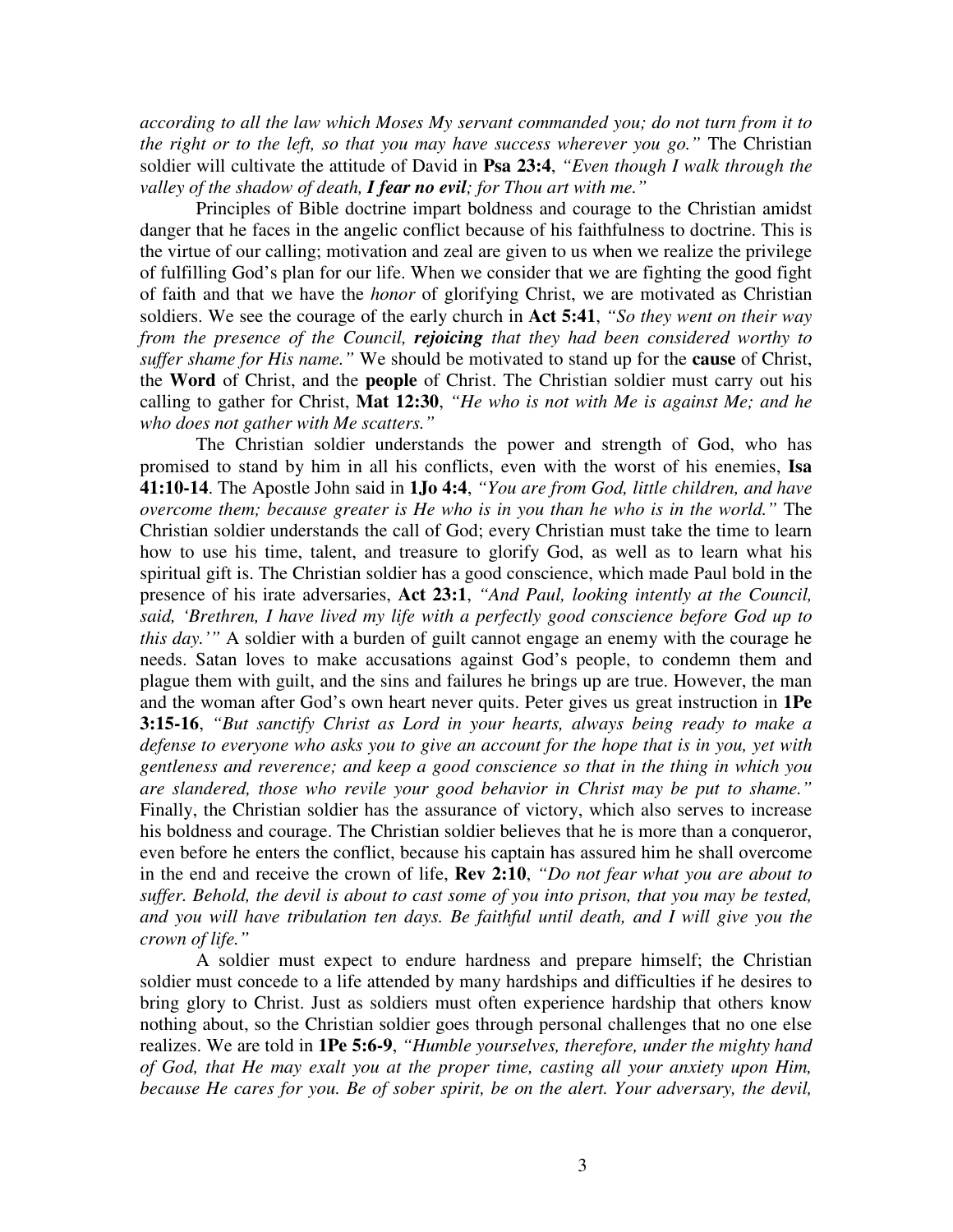*according to all the law which Moses My servant commanded you; do not turn from it to the right or to the left, so that you may have success wherever you go."* The Christian soldier will cultivate the attitude of David in **Psa 23:4**, *"Even though I walk through the valley of the shadow of death,* ***I fear no evil****; for Thou art with me."*

Principles of Bible doctrine impart boldness and courage to the Christian amidst danger that he faces in the angelic conflict because of his faithfulness to doctrine. This is the virtue of our calling; motivation and zeal are given to us when we realize the privilege of fulfilling God's plan for our life. When we consider that we are fighting the good fight of faith and that we have the *honor* of glorifying Christ, we are motivated as Christian soldiers. We see the courage of the early church in **Act 5:41**, *"So they went on their way from the presence of the Council,* ***rejoicing*** *that they had been considered worthy to suffer shame for His name."* We should be motivated to stand up for the **cause** of Christ, the **Word** of Christ, and the **people** of Christ. The Christian soldier must carry out his calling to gather for Christ, **Mat 12:30**, *"He who is not with Me is against Me; and he who does not gather with Me scatters."*

The Christian soldier understands the power and strength of God, who has promised to stand by him in all his conflicts, even with the worst of his enemies, **Isa 41:10-14**. The Apostle John said in **1Jo 4:4**, *"You are from God, little children, and have overcome them; because greater is He who is in you than he who is in the world."* The Christian soldier understands the call of God; every Christian must take the time to learn how to use his time, talent, and treasure to glorify God, as well as to learn what his spiritual gift is. The Christian soldier has a good conscience, which made Paul bold in the presence of his irate adversaries, **Act 23:1**, *"And Paul, looking intently at the Council, said, 'Brethren, I have lived my life with a perfectly good conscience before God up to this day.'"* A soldier with a burden of guilt cannot engage an enemy with the courage he needs. Satan loves to make accusations against God's people, to condemn them and plague them with guilt, and the sins and failures he brings up are true. However, the man and the woman after God's own heart never quits. Peter gives us great instruction in **1Pe 3:15-16**, *"But sanctify Christ as Lord in your hearts, always being ready to make a defense to everyone who asks you to give an account for the hope that is in you, yet with gentleness and reverence; and keep a good conscience so that in the thing in which you are slandered, those who revile your good behavior in Christ may be put to shame."* Finally, the Christian soldier has the assurance of victory, which also serves to increase his boldness and courage. The Christian soldier believes that he is more than a conqueror, even before he enters the conflict, because his captain has assured him he shall overcome in the end and receive the crown of life, **Rev 2:10**, *"Do not fear what you are about to suffer. Behold, the devil is about to cast some of you into prison, that you may be tested, and you will have tribulation ten days. Be faithful until death, and I will give you the crown of life."*

A soldier must expect to endure hardness and prepare himself; the Christian soldier must concede to a life attended by many hardships and difficulties if he desires to bring glory to Christ. Just as soldiers must often experience hardship that others know nothing about, so the Christian soldier goes through personal challenges that no one else realizes. We are told in **1Pe 5:6-9**, *"Humble yourselves, therefore, under the mighty hand of God, that He may exalt you at the proper time, casting all your anxiety upon Him, because He cares for you. Be of sober spirit, be on the alert. Your adversary, the devil,*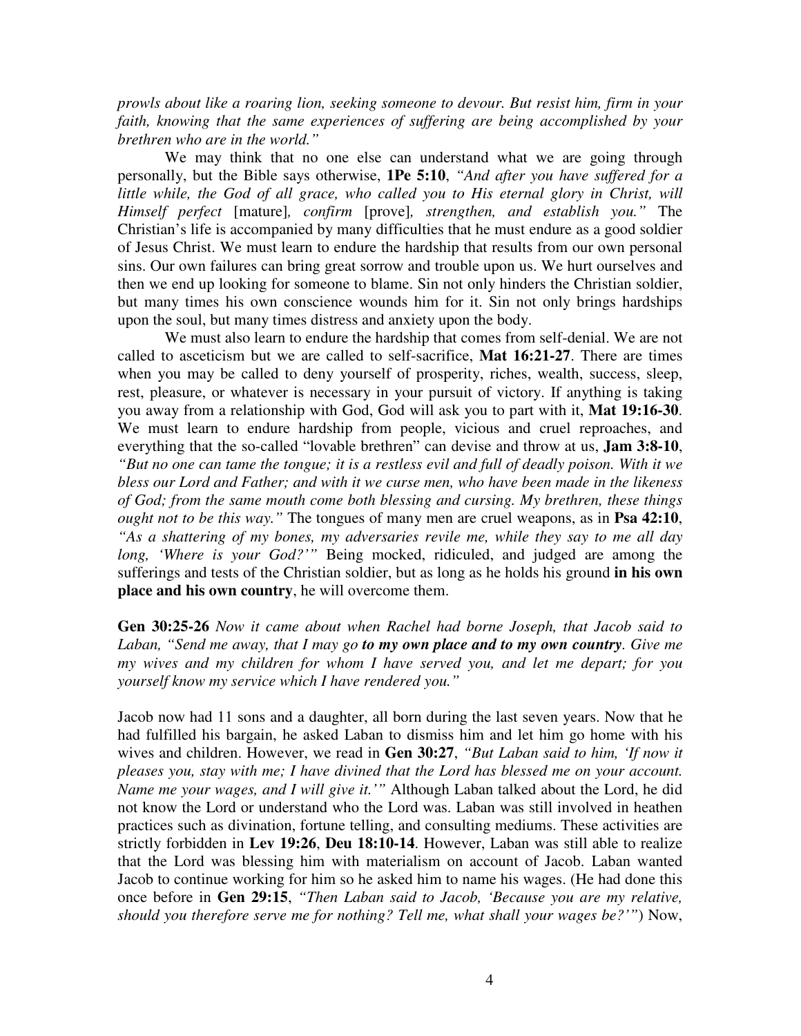*prowls about like a roaring lion, seeking someone to devour. But resist him, firm in your faith, knowing that the same experiences of suffering are being accomplished by your brethren who are in the world."*

We may think that no one else can understand what we are going through personally, but the Bible says otherwise, **1Pe 5:10**, *"And after you have suffered for a little while, the God of all grace, who called you to His eternal glory in Christ, will Himself perfect* [mature]*, confirm* [prove]*, strengthen, and establish you."* The Christian's life is accompanied by many difficulties that he must endure as a good soldier of Jesus Christ. We must learn to endure the hardship that results from our own personal sins. Our own failures can bring great sorrow and trouble upon us. We hurt ourselves and then we end up looking for someone to blame. Sin not only hinders the Christian soldier, but many times his own conscience wounds him for it. Sin not only brings hardships upon the soul, but many times distress and anxiety upon the body.

We must also learn to endure the hardship that comes from self-denial. We are not called to asceticism but we are called to self-sacrifice, **Mat 16:21-27**. There are times when you may be called to deny yourself of prosperity, riches, wealth, success, sleep, rest, pleasure, or whatever is necessary in your pursuit of victory. If anything is taking you away from a relationship with God, God will ask you to part with it, **Mat 19:16-30**. We must learn to endure hardship from people, vicious and cruel reproaches, and everything that the so-called "lovable brethren" can devise and throw at us, **Jam 3:8-10**, *"But no one can tame the tongue; it is a restless evil and full of deadly poison. With it we bless our Lord and Father; and with it we curse men, who have been made in the likeness of God; from the same mouth come both blessing and cursing. My brethren, these things ought not to be this way."* The tongues of many men are cruel weapons, as in **Psa 42:10**, *"As a shattering of my bones, my adversaries revile me, while they say to me all day long, 'Where is your God?'"* Being mocked, ridiculed, and judged are among the sufferings and tests of the Christian soldier, but as long as he holds his ground **in his own place and his own country**, he will overcome them.

**Gen 30:25-26** *Now it came about when Rachel had borne Joseph, that Jacob said to Laban, "Send me away, that I may go* ***to my own place and to my own country****. Give me my wives and my children for whom I have served you, and let me depart; for you yourself know my service which I have rendered you."*

Jacob now had 11 sons and a daughter, all born during the last seven years. Now that he had fulfilled his bargain, he asked Laban to dismiss him and let him go home with his wives and children. However, we read in **Gen 30:27**, *"But Laban said to him, 'If now it pleases you, stay with me; I have divined that the Lord has blessed me on your account. Name me your wages, and I will give it.'"* Although Laban talked about the Lord, he did not know the Lord or understand who the Lord was. Laban was still involved in heathen practices such as divination, fortune telling, and consulting mediums. These activities are strictly forbidden in **Lev 19:26**, **Deu 18:10-14**. However, Laban was still able to realize that the Lord was blessing him with materialism on account of Jacob. Laban wanted Jacob to continue working for him so he asked him to name his wages. (He had done this once before in **Gen 29:15**, *"Then Laban said to Jacob, 'Because you are my relative, should you therefore serve me for nothing? Tell me, what shall your wages be?'"*) Now,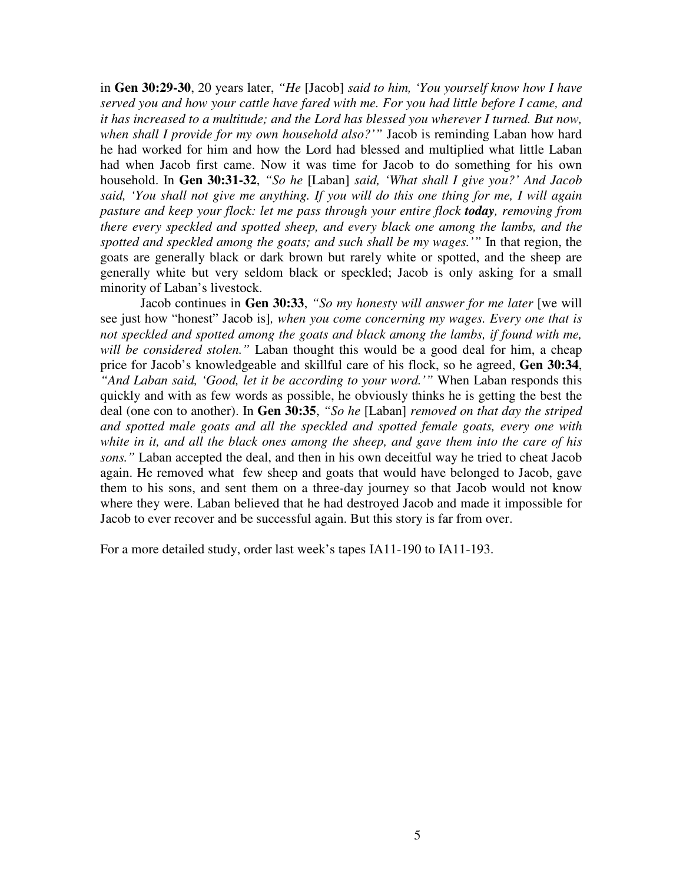in **Gen 30:29-30**, 20 years later, *"He* [Jacob] *said to him, 'You yourself know how I have served you and how your cattle have fared with me. For you had little before I came, and it has increased to a multitude; and the Lord has blessed you wherever I turned. But now, when shall I provide for my own household also?'"* Jacob is reminding Laban how hard he had worked for him and how the Lord had blessed and multiplied what little Laban had when Jacob first came. Now it was time for Jacob to do something for his own household. In **Gen 30:31-32**, *"So he* [Laban] *said, 'What shall I give you?' And Jacob said, 'You shall not give me anything. If you will do this one thing for me, I will again pasture and keep your flock: let me pass through your entire flock* ***today****, removing from there every speckled and spotted sheep, and every black one among the lambs, and the spotted and speckled among the goats; and such shall be my wages.'"* In that region, the goats are generally black or dark brown but rarely white or spotted, and the sheep are generally white but very seldom black or speckled; Jacob is only asking for a small minority of Laban's livestock.

Jacob continues in **Gen 30:33**, *"So my honesty will answer for me later* [we will see just how "honest" Jacob is]*, when you come concerning my wages. Every one that is not speckled and spotted among the goats and black among the lambs, if found with me, will be considered stolen."* Laban thought this would be a good deal for him, a cheap price for Jacob's knowledgeable and skillful care of his flock, so he agreed, **Gen 30:34**, *"And Laban said, 'Good, let it be according to your word.'"* When Laban responds this quickly and with as few words as possible, he obviously thinks he is getting the best the deal (one con to another). In **Gen 30:35**, *"So he* [Laban] *removed on that day the striped and spotted male goats and all the speckled and spotted female goats, every one with white in it, and all the black ones among the sheep, and gave them into the care of his sons."* Laban accepted the deal, and then in his own deceitful way he tried to cheat Jacob again. He removed what few sheep and goats that would have belonged to Jacob, gave them to his sons, and sent them on a three-day journey so that Jacob would not know where they were. Laban believed that he had destroyed Jacob and made it impossible for Jacob to ever recover and be successful again. But this story is far from over.

For a more detailed study, order last week's tapes IA11-190 to IA11-193.